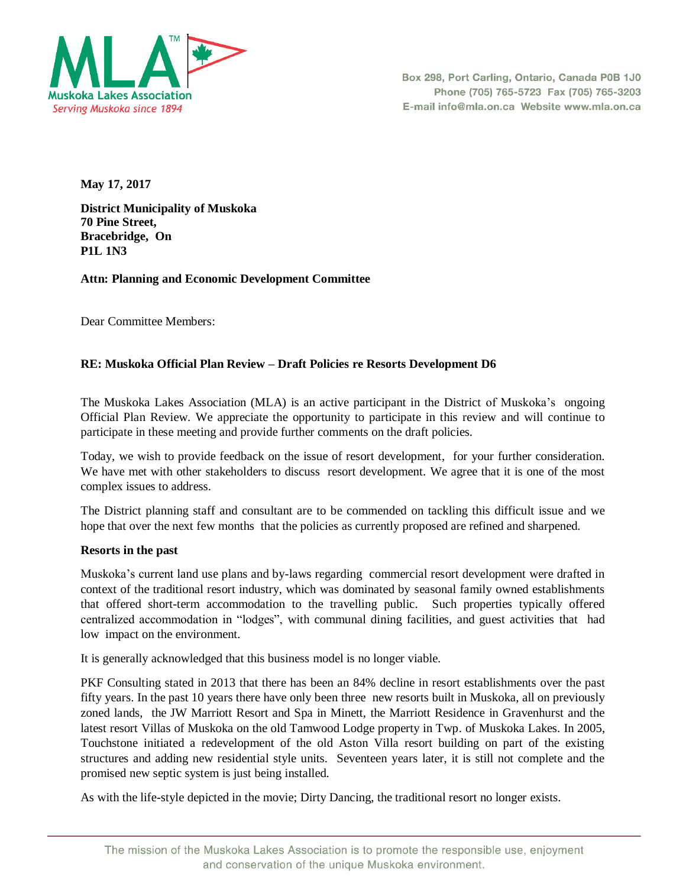**Muskoka Lakes Association**
*Serving Muskoka since 1894*

Box 298, Port Carling, Ontario, Canada P0B 1J0
Phone (705) 765-5723 Fax (705) 765-3203
E-mail info@mla.on.ca Website www.mla.on.ca

**May 17, 2017**

**District Municipality of Muskoka**
**70 Pine Street,**
**Bracebridge, On**
**P1L 1N3**

**Attn: Planning and Economic Development Committee**

Dear Committee Members:

**RE: Muskoka Official Plan Review – Draft Policies re Resorts Development D6**

The Muskoka Lakes Association (MLA) is an active participant in the District of Muskoka's ongoing Official Plan Review. We appreciate the opportunity to participate in this review and will continue to participate in these meeting and provide further comments on the draft policies.

Today, we wish to provide feedback on the issue of resort development, for your further consideration. We have met with other stakeholders to discuss resort development. We agree that it is one of the most complex issues to address.

The District planning staff and consultant are to be commended on tackling this difficult issue and we hope that over the next few months that the policies as currently proposed are refined and sharpened.

**Resorts in the past**

Muskoka's current land use plans and by-laws regarding commercial resort development were drafted in context of the traditional resort industry, which was dominated by seasonal family owned establishments that offered short-term accommodation to the travelling public. Such properties typically offered centralized accommodation in "lodges", with communal dining facilities, and guest activities that had low impact on the environment.

It is generally acknowledged that this business model is no longer viable.

PKF Consulting stated in 2013 that there has been an 84% decline in resort establishments over the past fifty years. In the past 10 years there have only been three new resorts built in Muskoka, all on previously zoned lands, the JW Marriott Resort and Spa in Minett, the Marriott Residence in Gravenhurst and the latest resort Villas of Muskoka on the old Tamwood Lodge property in Twp. of Muskoka Lakes. In 2005, Touchstone initiated a redevelopment of the old Aston Villa resort building on part of the existing structures and adding new residential style units. Seventeen years later, it is still not complete and the promised new septic system is just being installed.

As with the life-style depicted in the movie; Dirty Dancing, the traditional resort no longer exists.

The mission of the Muskoka Lakes Association is to promote the responsible use, enjoyment and conservation of the unique Muskoka environment.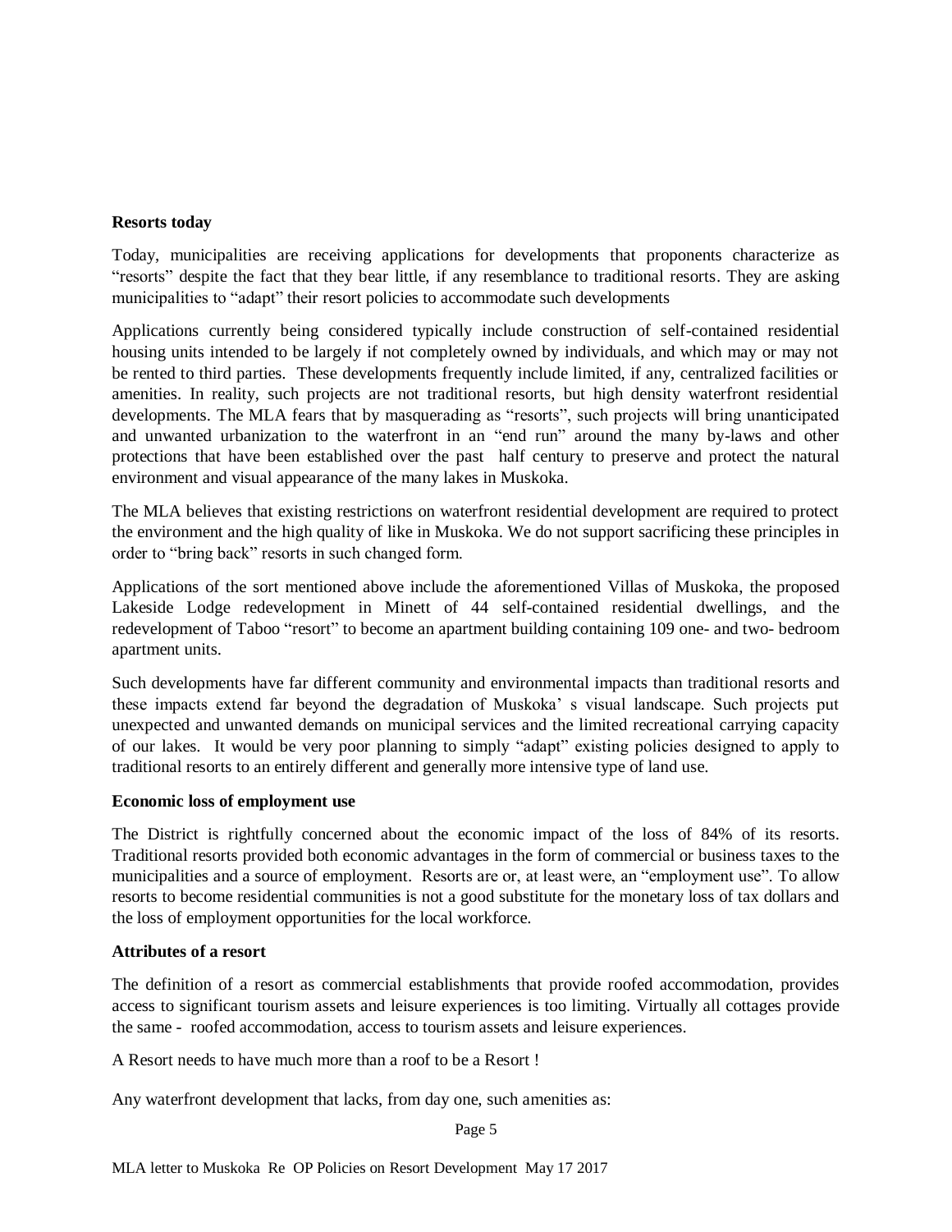**Resorts today**

Today, municipalities are receiving applications for developments that proponents characterize as "resorts" despite the fact that they bear little, if any resemblance to traditional resorts. They are asking municipalities to "adapt" their resort policies to accommodate such developments

Applications currently being considered typically include construction of self-contained residential housing units intended to be largely if not completely owned by individuals, and which may or may not be rented to third parties. These developments frequently include limited, if any, centralized facilities or amenities. In reality, such projects are not traditional resorts, but high density waterfront residential developments. The MLA fears that by masquerading as "resorts", such projects will bring unanticipated and unwanted urbanization to the waterfront in an "end run" around the many by-laws and other protections that have been established over the past half century to preserve and protect the natural environment and visual appearance of the many lakes in Muskoka.

The MLA believes that existing restrictions on waterfront residential development are required to protect the environment and the high quality of like in Muskoka. We do not support sacrificing these principles in order to "bring back" resorts in such changed form.

Applications of the sort mentioned above include the aforementioned Villas of Muskoka, the proposed Lakeside Lodge redevelopment in Minett of 44 self-contained residential dwellings, and the redevelopment of Taboo "resort" to become an apartment building containing 109 one- and two- bedroom apartment units.

Such developments have far different community and environmental impacts than traditional resorts and these impacts extend far beyond the degradation of Muskoka' s visual landscape. Such projects put unexpected and unwanted demands on municipal services and the limited recreational carrying capacity of our lakes. It would be very poor planning to simply "adapt" existing policies designed to apply to traditional resorts to an entirely different and generally more intensive type of land use.

**Economic loss of employment use**

The District is rightfully concerned about the economic impact of the loss of 84% of its resorts. Traditional resorts provided both economic advantages in the form of commercial or business taxes to the municipalities and a source of employment. Resorts are or, at least were, an "employment use". To allow resorts to become residential communities is not a good substitute for the monetary loss of tax dollars and the loss of employment opportunities for the local workforce.

**Attributes of a resort**

The definition of a resort as commercial establishments that provide roofed accommodation, provides access to significant tourism assets and leisure experiences is too limiting. Virtually all cottages provide the same - roofed accommodation, access to tourism assets and leisure experiences.

A Resort needs to have much more than a roof to be a Resort !

Any waterfront development that lacks, from day one, such amenities as: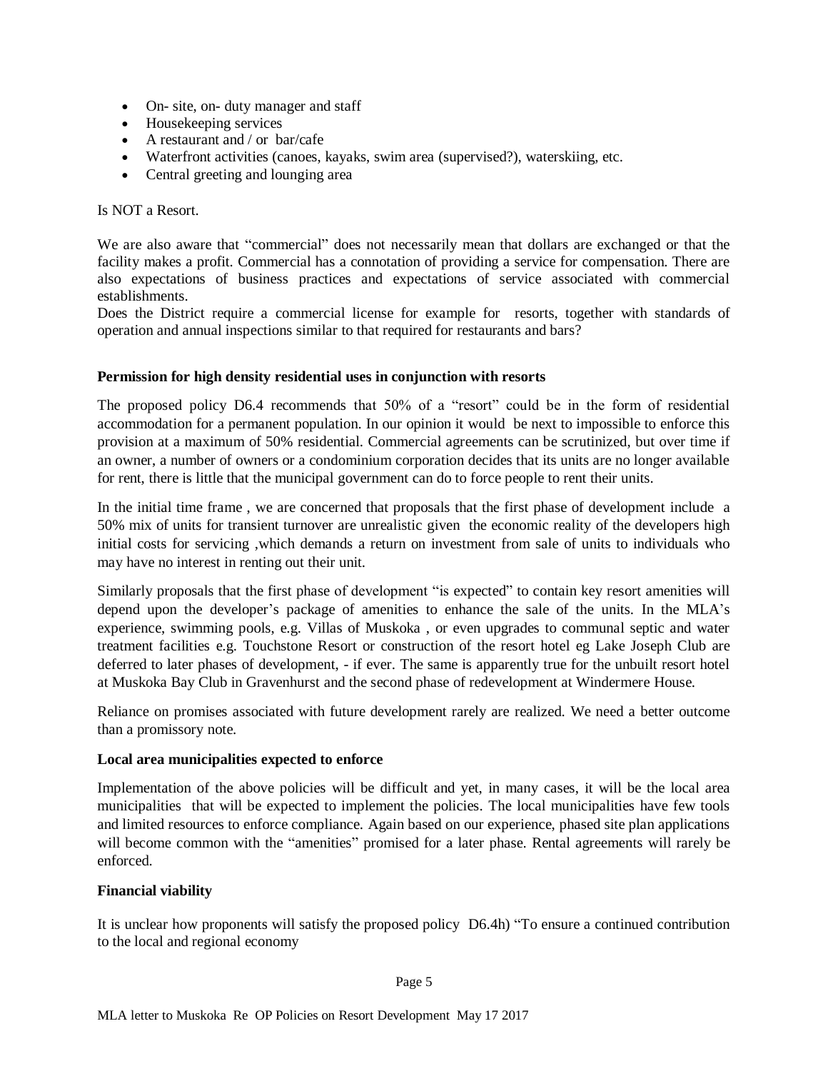- On- site, on- duty manager and staff
- Housekeeping services
- A restaurant and / or bar/cafe
- Waterfront activities (canoes, kayaks, swim area (supervised?), waterskiing, etc.
- Central greeting and lounging area

Is NOT a Resort.

We are also aware that "commercial" does not necessarily mean that dollars are exchanged or that the facility makes a profit. Commercial has a connotation of providing a service for compensation. There are also expectations of business practices and expectations of service associated with commercial establishments.
Does the District require a commercial license for example for resorts, together with standards of operation and annual inspections similar to that required for restaurants and bars?

**Permission for high density residential uses in conjunction with resorts**

The proposed policy D6.4 recommends that 50% of a "resort" could be in the form of residential accommodation for a permanent population. In our opinion it would be next to impossible to enforce this provision at a maximum of 50% residential. Commercial agreements can be scrutinized, but over time if an owner, a number of owners or a condominium corporation decides that its units are no longer available for rent, there is little that the municipal government can do to force people to rent their units.

In the initial time frame , we are concerned that proposals that the first phase of development include a 50% mix of units for transient turnover are unrealistic given the economic reality of the developers high initial costs for servicing ,which demands a return on investment from sale of units to individuals who may have no interest in renting out their unit.

Similarly proposals that the first phase of development "is expected" to contain key resort amenities will depend upon the developer's package of amenities to enhance the sale of the units. In the MLA's experience, swimming pools, e.g. Villas of Muskoka , or even upgrades to communal septic and water treatment facilities e.g. Touchstone Resort or construction of the resort hotel eg Lake Joseph Club are deferred to later phases of development, - if ever. The same is apparently true for the unbuilt resort hotel at Muskoka Bay Club in Gravenhurst and the second phase of redevelopment at Windermere House.

Reliance on promises associated with future development rarely are realized. We need a better outcome than a promissory note.

**Local area municipalities expected to enforce**

Implementation of the above policies will be difficult and yet, in many cases, it will be the local area municipalities that will be expected to implement the policies. The local municipalities have few tools and limited resources to enforce compliance. Again based on our experience, phased site plan applications will become common with the "amenities" promised for a later phase. Rental agreements will rarely be enforced.

**Financial viability**

It is unclear how proponents will satisfy the proposed policy D6.4h) "To ensure a continued contribution to the local and regional economy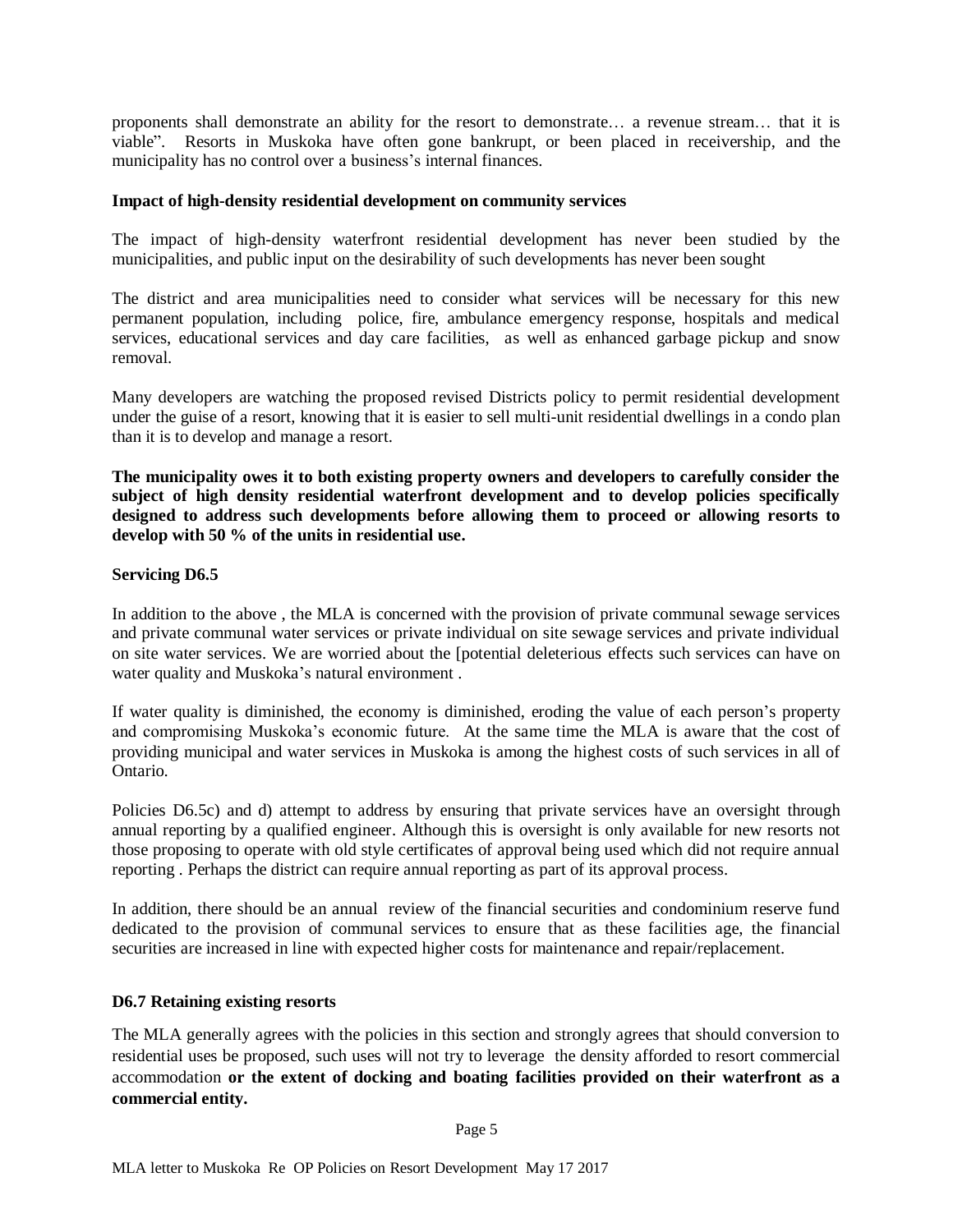proponents shall demonstrate an ability for the resort to demonstrate… a revenue stream… that it is viable". Resorts in Muskoka have often gone bankrupt, or been placed in receivership, and the municipality has no control over a business's internal finances.

**Impact of high-density residential development on community services**

The impact of high-density waterfront residential development has never been studied by the municipalities, and public input on the desirability of such developments has never been sought

The district and area municipalities need to consider what services will be necessary for this new permanent population, including police, fire, ambulance emergency response, hospitals and medical services, educational services and day care facilities, as well as enhanced garbage pickup and snow removal.

Many developers are watching the proposed revised Districts policy to permit residential development under the guise of a resort, knowing that it is easier to sell multi-unit residential dwellings in a condo plan than it is to develop and manage a resort.

**The municipality owes it to both existing property owners and developers to carefully consider the subject of high density residential waterfront development and to develop policies specifically designed to address such developments before allowing them to proceed or allowing resorts to develop with 50 % of the units in residential use.**

**Servicing D6.5**

In addition to the above , the MLA is concerned with the provision of private communal sewage services and private communal water services or private individual on site sewage services and private individual on site water services. We are worried about the [potential deleterious effects such services can have on water quality and Muskoka's natural environment .

If water quality is diminished, the economy is diminished, eroding the value of each person's property and compromising Muskoka's economic future. At the same time the MLA is aware that the cost of providing municipal and water services in Muskoka is among the highest costs of such services in all of Ontario.

Policies D6.5c) and d) attempt to address by ensuring that private services have an oversight through annual reporting by a qualified engineer. Although this is oversight is only available for new resorts not those proposing to operate with old style certificates of approval being used which did not require annual reporting . Perhaps the district can require annual reporting as part of its approval process.

In addition, there should be an annual review of the financial securities and condominium reserve fund dedicated to the provision of communal services to ensure that as these facilities age, the financial securities are increased in line with expected higher costs for maintenance and repair/replacement.

**D6.7 Retaining existing resorts**

The MLA generally agrees with the policies in this section and strongly agrees that should conversion to residential uses be proposed, such uses will not try to leverage the density afforded to resort commercial accommodation **or the extent of docking and boating facilities provided on their waterfront as a commercial entity.**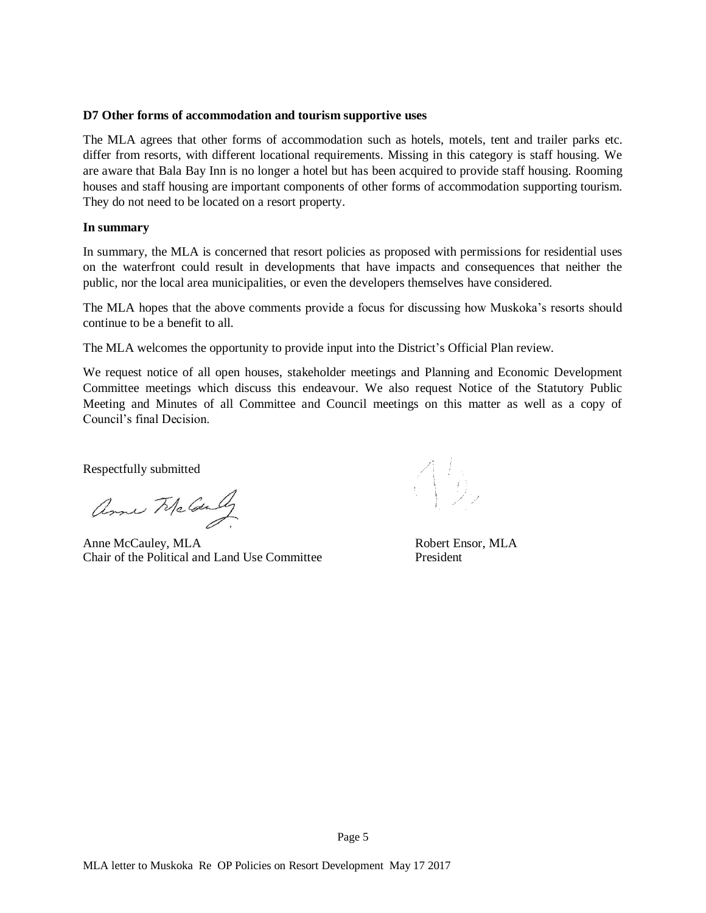**D7 Other forms of accommodation and tourism supportive uses**

The MLA agrees that other forms of accommodation such as hotels, motels, tent and trailer parks etc. differ from resorts, with different locational requirements. Missing in this category is staff housing. We are aware that Bala Bay Inn is no longer a hotel but has been acquired to provide staff housing. Rooming houses and staff housing are important components of other forms of accommodation supporting tourism. They do not need to be located on a resort property.

**In summary**

In summary, the MLA is concerned that resort policies as proposed with permissions for residential uses on the waterfront could result in developments that have impacts and consequences that neither the public, nor the local area municipalities, or even the developers themselves have considered.

The MLA hopes that the above comments provide a focus for discussing how Muskoka's resorts should continue to be a benefit to all.

The MLA welcomes the opportunity to provide input into the District's Official Plan review.

We request notice of all open houses, stakeholder meetings and Planning and Economic Development Committee meetings which discuss this endeavour. We also request Notice of the Statutory Public Meeting and Minutes of all Committee and Council meetings on this matter as well as a copy of Council's final Decision.

Respectfully submitted

Anne McCauley, MLA
Chair of the Political and Land Use Committee

Robert Ensor, MLA
President